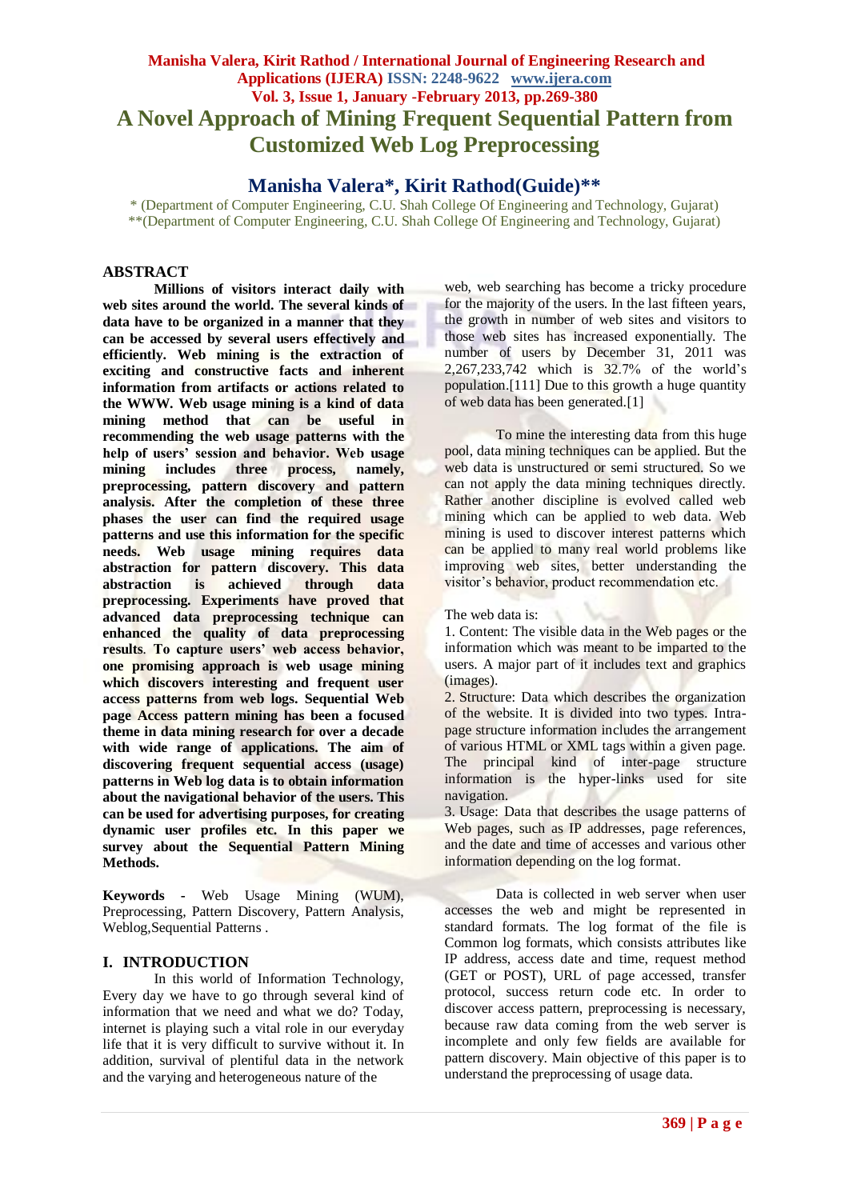# A Novel Approach of Mining Frequent Sequential Pattern from Customized Web Log Preprocessing

## Manisha Valera*, Kirit Rathod(Guide)**

\* (Department of Computer Engineering, C.U. Shah College Of Engineering and Technology, Gujarat)
**(Department of Computer Engineering, C.U. Shah College Of Engineering and Technology, Gujarat)

## ABSTRACT

**Millions of visitors interact daily with web sites around the world. The several kinds of data have to be organized in a manner that they can be accessed by several users effectively and efficiently. Web mining is the extraction of exciting and constructive facts and inherent information from artifacts or actions related to the WWW. Web usage mining is a kind of data mining method that can be useful in recommending the web usage patterns with the help of users' session and behavior. Web usage mining includes three process, namely, preprocessing, pattern discovery and pattern analysis. After the completion of these three phases the user can find the required usage patterns and use this information for the specific needs. Web usage mining requires data abstraction for pattern discovery. This data abstraction is achieved through data preprocessing. Experiments have proved that advanced data preprocessing technique can enhanced the quality of data preprocessing results. To capture users' web access behavior, one promising approach is web usage mining which discovers interesting and frequent user access patterns from web logs. Sequential Web page Access pattern mining has been a focused theme in data mining research for over a decade with wide range of applications. The aim of discovering frequent sequential access (usage) patterns in Web log data is to obtain information about the navigational behavior of the users. This can be used for advertising purposes, for creating dynamic user profiles etc. In this paper we survey about the Sequential Pattern Mining Methods.**

**Keywords -** Web Usage Mining (WUM), Preprocessing, Pattern Discovery, Pattern Analysis, Weblog,Sequential Patterns .

## I. INTRODUCTION

In this world of Information Technology, Every day we have to go through several kind of information that we need and what we do? Today, internet is playing such a vital role in our everyday life that it is very difficult to survive without it. In addition, survival of plentiful data in the network and the varying and heterogeneous nature of the web, web searching has become a tricky procedure for the majority of the users. In the last fifteen years, the growth in number of web sites and visitors to those web sites has increased exponentially. The number of users by December 31, 2011 was 2,267,233,742 which is 32.7% of the world's population.[111] Due to this growth a huge quantity of web data has been generated.[1]

To mine the interesting data from this huge pool, data mining techniques can be applied. But the web data is unstructured or semi structured. So we can not apply the data mining techniques directly. Rather another discipline is evolved called web mining which can be applied to web data. Web mining is used to discover interest patterns which can be applied to many real world problems like improving web sites, better understanding the visitor's behavior, product recommendation etc.

The web data is:

1. Content: The visible data in the Web pages or the information which was meant to be imparted to the users. A major part of it includes text and graphics (images).
2. Structure: Data which describes the organization of the website. It is divided into two types. Intra-page structure information includes the arrangement of various HTML or XML tags within a given page. The principal kind of inter-page structure information is the hyper-links used for site navigation.
3. Usage: Data that describes the usage patterns of Web pages, such as IP addresses, page references, and the date and time of accesses and various other information depending on the log format.

Data is collected in web server when user accesses the web and might be represented in standard formats. The log format of the file is Common log formats, which consists attributes like IP address, access date and time, request method (GET or POST), URL of page accessed, transfer protocol, success return code etc. In order to discover access pattern, preprocessing is necessary, because raw data coming from the web server is incomplete and only few fields are available for pattern discovery. Main objective of this paper is to understand the preprocessing of usage data.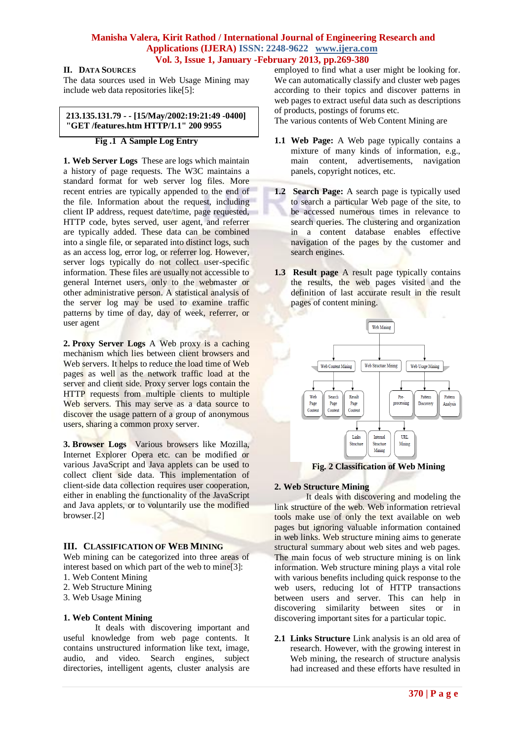## II. Data Sources

The data sources used in Web Usage Mining may include web data repositories like[5]:

```
213.135.131.79 - - [15/May/2002:19:21:49 -0400]
"GET /features.htm HTTP/1.1" 200 9955
```

**Fig .1 A Sample Log Entry**

**1. Web Server Logs** These are logs which maintain a history of page requests. The W3C maintains a standard format for web server log files. More recent entries are typically appended to the end of the file. Information about the request, including client IP address, request date/time, page requested, HTTP code, bytes served, user agent, and referrer are typically added. These data can be combined into a single file, or separated into distinct logs, such as an access log, error log, or referrer log. However, server logs typically do not collect user-specific information. These files are usually not accessible to general Internet users, only to the webmaster or other administrative person. A statistical analysis of the server log may be used to examine traffic patterns by time of day, day of week, referrer, or user agent

**2. Proxy Server Logs** A Web proxy is a caching mechanism which lies between client browsers and Web servers. It helps to reduce the load time of Web pages as well as the network traffic load at the server and client side. Proxy server logs contain the HTTP requests from multiple clients to multiple Web servers. This may serve as a data source to discover the usage pattern of a group of anonymous users, sharing a common proxy server.

**3. Browser Logs** Various browsers like Mozilla, Internet Explorer Opera etc. can be modified or various JavaScript and Java applets can be used to collect client side data. This implementation of client-side data collection requires user cooperation, either in enabling the functionality of the JavaScript and Java applets, or to voluntarily use the modified browser.[2]

## III. Classification of Web Mining

Web mining can be categorized into three areas of interest based on which part of the web to mine[3]:

1. Web Content Mining
2. Web Structure Mining
3. Web Usage Mining

### 1. Web Content Mining

It deals with discovering important and useful knowledge from web page contents. It contains unstructured information like text, image, audio, and video. Search engines, subject directories, intelligent agents, cluster analysis are employed to find what a user might be looking for. We can automatically classify and cluster web pages according to their topics and discover patterns in web pages to extract useful data such as descriptions of products, postings of forums etc.

The various contents of Web Content Mining are

**1.1 Web Page:** A Web page typically contains a mixture of many kinds of information, e.g., main content, advertisements, navigation panels, copyright notices, etc.

**1.2 Search Page:** A search page is typically used to search a particular Web page of the site, to be accessed numerous times in relevance to search queries. The clustering and organization in a content database enables effective navigation of the pages by the customer and search engines.

**1.3 Result page** A result page typically contains the results, the web pages visited and the definition of last accurate result in the result pages of content mining.

- Web Mining
  - Web Content Mining
    - Web Page Content
    - Search Page Content
    - Result Page Content
  - Web Structure Mining
    - Links Structure
    - Internal Structure Mining
    - URL Mining
  - Web Usage Mining
    - Pre-processing
    - Pattern Discovery
    - Pattern Analysis

**Fig. 2 Classification of Web Mining**

### 2. Web Structure Mining

It deals with discovering and modeling the link structure of the web. Web information retrieval tools make use of only the text available on web pages but ignoring valuable information contained in web links. Web structure mining aims to generate structural summary about web sites and web pages. The main focus of web structure mining is on link information. Web structure mining plays a vital role with various benefits including quick response to the web users, reducing lot of HTTP transactions between users and server. This can help in discovering similarity between sites or in discovering important sites for a particular topic.

**2.1 Links Structure** Link analysis is an old area of research. However, with the growing interest in Web mining, the research of structure analysis had increased and these efforts have resulted in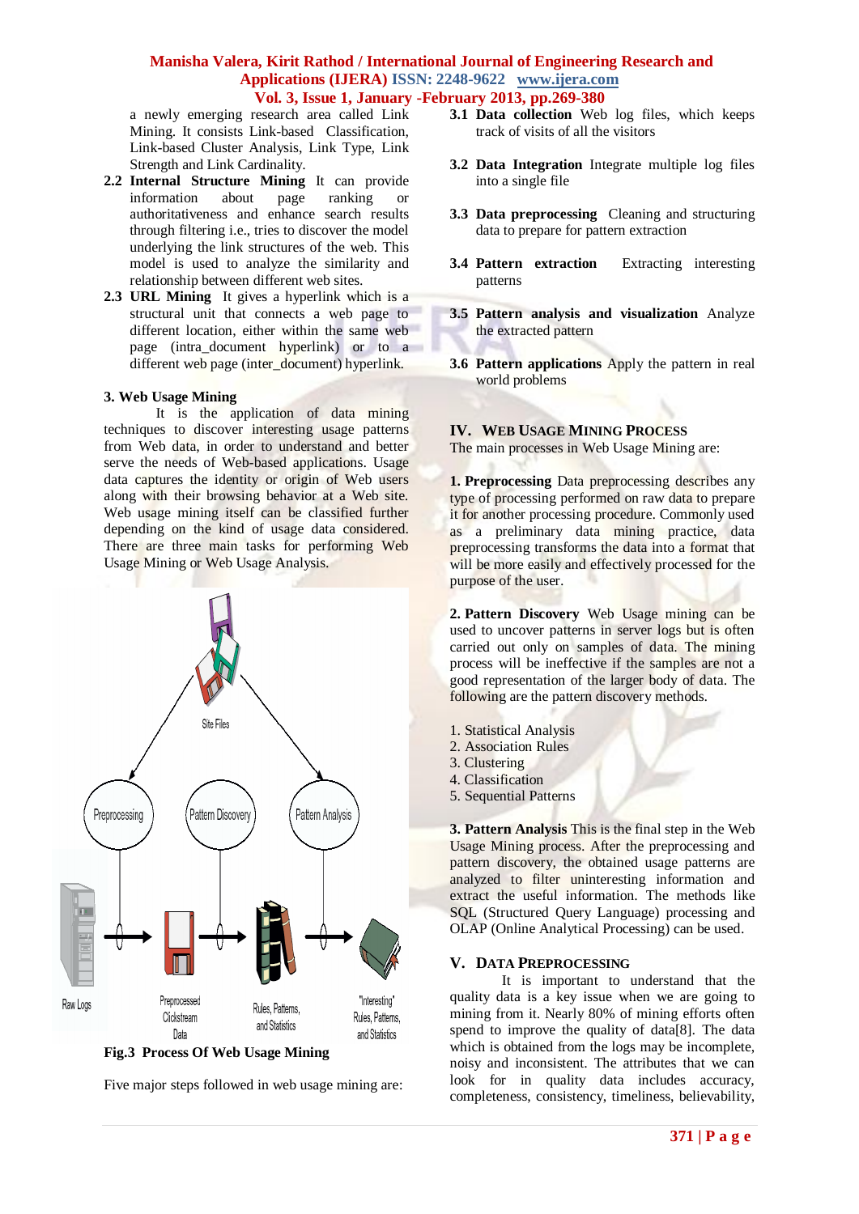a newly emerging research area called Link Mining. It consists Link-based Classification, Link-based Cluster Analysis, Link Type, Link Strength and Link Cardinality.

**2.2 Internal Structure Mining** It can provide information about page ranking or authoritativeness and enhance search results through filtering i.e., tries to discover the model underlying the link structures of the web. This model is used to analyze the similarity and relationship between different web sites.

**2.3 URL Mining** It gives a hyperlink which is a structural unit that connects a web page to different location, either within the same web page (intra_document hyperlink) or to a different web page (inter_document) hyperlink.

**3. Web Usage Mining**

It is the application of data mining techniques to discover interesting usage patterns from Web data, in order to understand and better serve the needs of Web-based applications. Usage data captures the identity or origin of Web users along with their browsing behavior at a Web site. Web usage mining itself can be classified further depending on the kind of usage data considered. There are three main tasks for performing Web Usage Mining or Web Usage Analysis.

Site Files

Preprocessing Pattern Discovery Pattern Analysis

Raw Logs Preprocessed Clickstream Data Rules, Patterns, and Statistics "Interesting" Rules, Patterns, and Statistics

**Fig.3 Process Of Web Usage Mining**

Five major steps followed in web usage mining are:

**3.1 Data collection** Web log files, which keeps track of visits of all the visitors

**3.2 Data Integration** Integrate multiple log files into a single file

**3.3 Data preprocessing** Cleaning and structuring data to prepare for pattern extraction

**3.4 Pattern extraction** Extracting interesting patterns

**3.5 Pattern analysis and visualization** Analyze the extracted pattern

**3.6 Pattern applications** Apply the pattern in real world problems

## IV. WEB USAGE MINING PROCESS

The main processes in Web Usage Mining are:

**1. Preprocessing** Data preprocessing describes any type of processing performed on raw data to prepare it for another processing procedure. Commonly used as a preliminary data mining practice, data preprocessing transforms the data into a format that will be more easily and effectively processed for the purpose of the user.

**2. Pattern Discovery** Web Usage mining can be used to uncover patterns in server logs but is often carried out only on samples of data. The mining process will be ineffective if the samples are not a good representation of the larger body of data. The following are the pattern discovery methods.

1. Statistical Analysis
2. Association Rules
3. Clustering
4. Classification
5. Sequential Patterns

**3. Pattern Analysis** This is the final step in the Web Usage Mining process. After the preprocessing and pattern discovery, the obtained usage patterns are analyzed to filter uninteresting information and extract the useful information. The methods like SQL (Structured Query Language) processing and OLAP (Online Analytical Processing) can be used.

## V. DATA PREPROCESSING

It is important to understand that the quality data is a key issue when we are going to mining from it. Nearly 80% of mining efforts often spend to improve the quality of data[8]. The data which is obtained from the logs may be incomplete, noisy and inconsistent. The attributes that we can look for in quality data includes accuracy, completeness, consistency, timeliness, believability,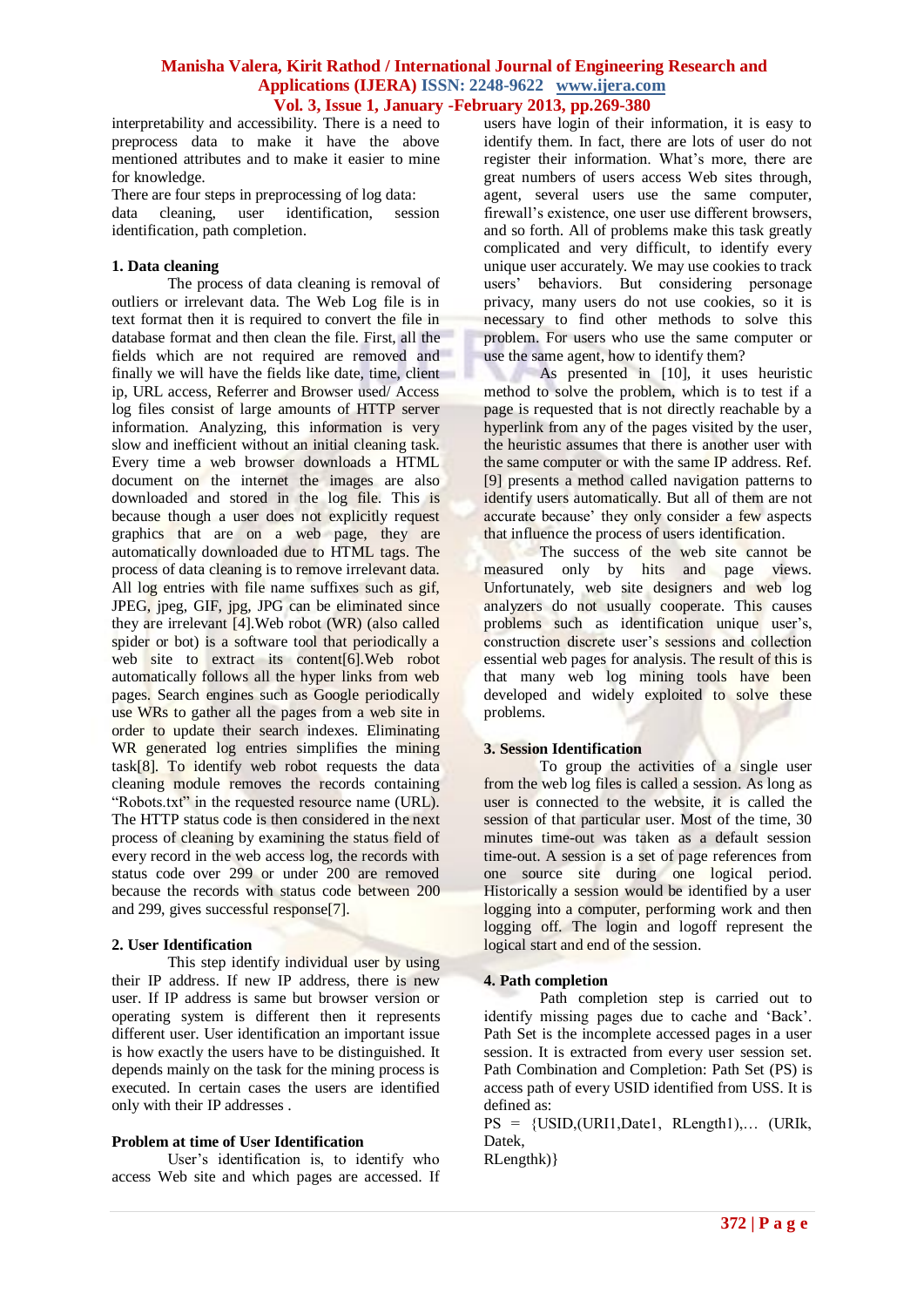interpretability and accessibility. There is a need to preprocess data to make it have the above mentioned attributes and to make it easier to mine for knowledge.

There are four steps in preprocessing of log data: data cleaning, user identification, session identification, path completion.

### 1. Data cleaning

The process of data cleaning is removal of outliers or irrelevant data. The Web Log file is in text format then it is required to convert the file in database format and then clean the file. First, all the fields which are not required are removed and finally we will have the fields like date, time, client ip, URL access, Referrer and Browser used/ Access log files consist of large amounts of HTTP server information. Analyzing, this information is very slow and inefficient without an initial cleaning task. Every time a web browser downloads a HTML document on the internet the images are also downloaded and stored in the log file. This is because though a user does not explicitly request graphics that are on a web page, they are automatically downloaded due to HTML tags. The process of data cleaning is to remove irrelevant data. All log entries with file name suffixes such as gif, JPEG, jpeg, GIF, jpg, JPG can be eliminated since they are irrelevant [4].Web robot (WR) (also called spider or bot) is a software tool that periodically a web site to extract its content[6].Web robot automatically follows all the hyper links from web pages. Search engines such as Google periodically use WRs to gather all the pages from a web site in order to update their search indexes. Eliminating WR generated log entries simplifies the mining task[8]. To identify web robot requests the data cleaning module removes the records containing "Robots.txt" in the requested resource name (URL). The HTTP status code is then considered in the next process of cleaning by examining the status field of every record in the web access log, the records with status code over 299 or under 200 are removed because the records with status code between 200 and 299, gives successful response[7].

### 2. User Identification

This step identify individual user by using their IP address. If new IP address, there is new user. If IP address is same but browser version or operating system is different then it represents different user. User identification an important issue is how exactly the users have to be distinguished. It depends mainly on the task for the mining process is executed. In certain cases the users are identified only with their IP addresses .

### Problem at time of User Identification

User's identification is, to identify who access Web site and which pages are accessed. If users have login of their information, it is easy to identify them. In fact, there are lots of user do not register their information. What's more, there are great numbers of users access Web sites through, agent, several users use the same computer, firewall's existence, one user use different browsers, and so forth. All of problems make this task greatly complicated and very difficult, to identify every unique user accurately. We may use cookies to track users' behaviors. But considering personage privacy, many users do not use cookies, so it is necessary to find other methods to solve this problem. For users who use the same computer or use the same agent, how to identify them?

As presented in [10], it uses heuristic method to solve the problem, which is to test if a page is requested that is not directly reachable by a hyperlink from any of the pages visited by the user, the heuristic assumes that there is another user with the same computer or with the same IP address. Ref. [9] presents a method called navigation patterns to identify users automatically. But all of them are not accurate because' they only consider a few aspects that influence the process of users identification.

The success of the web site cannot be measured only by hits and page views. Unfortunately, web site designers and web log analyzers do not usually cooperate. This causes problems such as identification unique user's, construction discrete user's sessions and collection essential web pages for analysis. The result of this is that many web log mining tools have been developed and widely exploited to solve these problems.

### 3. Session Identification

To group the activities of a single user from the web log files is called a session. As long as user is connected to the website, it is called the session of that particular user. Most of the time, 30 minutes time-out was taken as a default session time-out. A session is a set of page references from one source site during one logical period. Historically a session would be identified by a user logging into a computer, performing work and then logging off. The login and logoff represent the logical start and end of the session.

### 4. Path completion

Path completion step is carried out to identify missing pages due to cache and 'Back'. Path Set is the incomplete accessed pages in a user session. It is extracted from every user session set. Path Combination and Completion: Path Set (PS) is access path of every USID identified from USS. It is defined as:

PS = {USID,(URI1,Date1, RLength1),… (URIk, Datek, RLengthk)}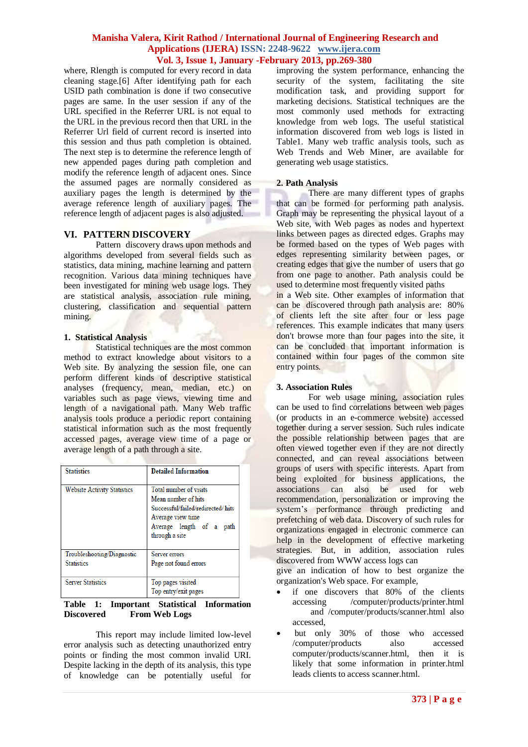where, Rlength is computed for every record in data cleaning stage.[6] After identifying path for each USID path combination is done if two consecutive pages are same. In the user session if any of the URL specified in the Referrer URL is not equal to the URL in the previous record then that URL in the Referrer Url field of current record is inserted into this session and thus path completion is obtained. The next step is to determine the reference length of new appended pages during path completion and modify the reference length of adjacent ones. Since the assumed pages are normally considered as auxiliary pages the length is determined by the average reference length of auxiliary pages. The reference length of adjacent pages is also adjusted.

## VI. PATTERN DISCOVERY

Pattern discovery draws upon methods and algorithms developed from several fields such as statistics, data mining, machine learning and pattern recognition. Various data mining techniques have been investigated for mining web usage logs. They are statistical analysis, association rule mining, clustering, classification and sequential pattern mining.

### 1. Statistical Analysis

Statistical techniques are the most common method to extract knowledge about visitors to a Web site. By analyzing the session file, one can perform different kinds of descriptive statistical analyses (frequency, mean, median, etc.) on variables such as page views, viewing time and length of a navigational path. Many Web traffic analysis tools produce a periodic report containing statistical information such as the most frequently accessed pages, average view time of a page or average length of a path through a site.

| Statistics | Detailed Information |
| --- | --- |
| Website Activity Statistics | Total number of visits<br>Mean number of hits<br>Successful/failed/redirected/ hits<br>Average view time<br>Average length of a path through a site |
| Troubleshooting/Diagnostic Statistics | Server errors<br>Page not found errors |
| Server Statistics | Top pages visited<br>Top entry/exit pages |

**Table 1: Important Statistical Information Discovered From Web Logs**

This report may include limited low-level error analysis such as detecting unauthorized entry points or finding the most common invalid URI. Despite lacking in the depth of its analysis, this type of knowledge can be potentially useful for improving the system performance, enhancing the security of the system, facilitating the site modification task, and providing support for marketing decisions. Statistical techniques are the most commonly used methods for extracting knowledge from web logs. The useful statistical information discovered from web logs is listed in Table1. Many web traffic analysis tools, such as Web Trends and Web Miner, are available for generating web usage statistics.

### 2. Path Analysis

There are many different types of graphs that can be formed for performing path analysis. Graph may be representing the physical layout of a Web site, with Web pages as nodes and hypertext links between pages as directed edges. Graphs may be formed based on the types of Web pages with edges representing similarity between pages, or creating edges that give the number of users that go from one page to another. Path analysis could be used to determine most frequently visited paths in a Web site. Other examples of information that can be discovered through path analysis are: 80% of clients left the site after four or less page references. This example indicates that many users don't browse more than four pages into the site, it can be concluded that important information is contained within four pages of the common site entry points.

### 3. Association Rules

For web usage mining, association rules can be used to find correlations between web pages (or products in an e-commerce website) accessed together during a server session. Such rules indicate the possible relationship between pages that are often viewed together even if they are not directly connected, and can reveal associations between groups of users with specific interests. Apart from being exploited for business applications, the associations can also be used for web recommendation, personalization or improving the system's performance through predicting and prefetching of web data. Discovery of such rules for organizations engaged in electronic commerce can help in the development of effective marketing strategies. But, in addition, association rules discovered from WWW access logs can give an indication of how to best organize the organization's Web space. For example,

- if one discovers that 80% of the clients accessing /computer/products/printer.html and /computer/products/scanner.html also accessed,
- but only 30% of those who accessed /computer/products also accessed computer/products/scanner.html, then it is likely that some information in printer.html leads clients to access scanner.html.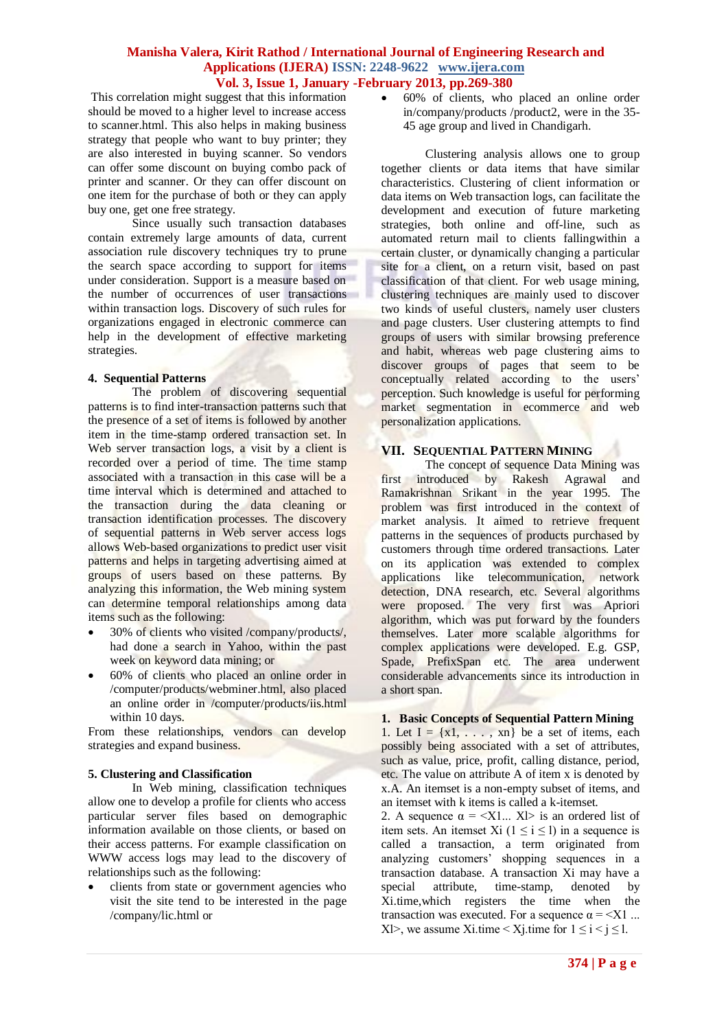This correlation might suggest that this information should be moved to a higher level to increase access to scanner.html. This also helps in making business strategy that people who want to buy printer; they are also interested in buying scanner. So vendors can offer some discount on buying combo pack of printer and scanner. Or they can offer discount on one item for the purchase of both or they can apply buy one, get one free strategy.

Since usually such transaction databases contain extremely large amounts of data, current association rule discovery techniques try to prune the search space according to support for items under consideration. Support is a measure based on the number of occurrences of user transactions within transaction logs. Discovery of such rules for organizations engaged in electronic commerce can help in the development of effective marketing strategies.

### 4. Sequential Patterns

The problem of discovering sequential patterns is to find inter-transaction patterns such that the presence of a set of items is followed by another item in the time-stamp ordered transaction set. In Web server transaction logs, a visit by a client is recorded over a period of time. The time stamp associated with a transaction in this case will be a time interval which is determined and attached to the transaction during the data cleaning or transaction identification processes. The discovery of sequential patterns in Web server access logs allows Web-based organizations to predict user visit patterns and helps in targeting advertising aimed at groups of users based on these patterns. By analyzing this information, the Web mining system can determine temporal relationships among data items such as the following:

- 30% of clients who visited /company/products/, had done a search in Yahoo, within the past week on keyword data mining; or
- 60% of clients who placed an online order in /computer/products/webminer.html, also placed an online order in /computer/products/iis.html within 10 days.

From these relationships, vendors can develop strategies and expand business.

### 5. Clustering and Classification

In Web mining, classification techniques allow one to develop a profile for clients who access particular server files based on demographic information available on those clients, or based on their access patterns. For example classification on WWW access logs may lead to the discovery of relationships such as the following:

- clients from state or government agencies who visit the site tend to be interested in the page /company/lic.html or
- 60% of clients, who placed an online order in/company/products /product2, were in the 35-45 age group and lived in Chandigarh.

Clustering analysis allows one to group together clients or data items that have similar characteristics. Clustering of client information or data items on Web transaction logs, can facilitate the development and execution of future marketing strategies, both online and off-line, such as automated return mail to clients fallingwithin a certain cluster, or dynamically changing a particular site for a client, on a return visit, based on past classification of that client. For web usage mining, clustering techniques are mainly used to discover two kinds of useful clusters, namely user clusters and page clusters. User clustering attempts to find groups of users with similar browsing preference and habit, whereas web page clustering aims to discover groups of pages that seem to be conceptually related according to the users' perception. Such knowledge is useful for performing market segmentation in ecommerce and web personalization applications.

## VII. Sequential Pattern Mining

The concept of sequence Data Mining was first introduced by Rakesh Agrawal and Ramakrishnan Srikant in the year 1995. The problem was first introduced in the context of market analysis. It aimed to retrieve frequent patterns in the sequences of products purchased by customers through time ordered transactions. Later on its application was extended to complex applications like telecommunication, network detection, DNA research, etc. Several algorithms were proposed. The very first was Apriori algorithm, which was put forward by the founders themselves. Later more scalable algorithms for complex applications were developed. E.g. GSP, Spade, PrefixSpan etc. The area underwent considerable advancements since its introduction in a short span.

### 1. Basic Concepts of Sequential Pattern Mining

1. Let $I = \{x1, \ldots, xn\}$ be a set of items, each possibly being associated with a set of attributes, such as value, price, profit, calling distance, period, etc. The value on attribute A of item x is denoted by x.A. An itemset is a non-empty subset of items, and an itemset with k items is called a k-itemset.

2. A sequence $\alpha = \langle X1 \ldots Xl \rangle$ is an ordered list of item sets. An itemset Xi $(1 \leq i \leq l)$ in a sequence is called a transaction, a term originated from analyzing customers' shopping sequences in a transaction database. A transaction Xi may have a special attribute, time-stamp, denoted by Xi.time,which registers the time when the transaction was executed. For a sequence $\alpha = \langle X1 \ldots Xl \rangle$, we assume Xi.time < Xj.time for $1 \leq i < j \leq l$.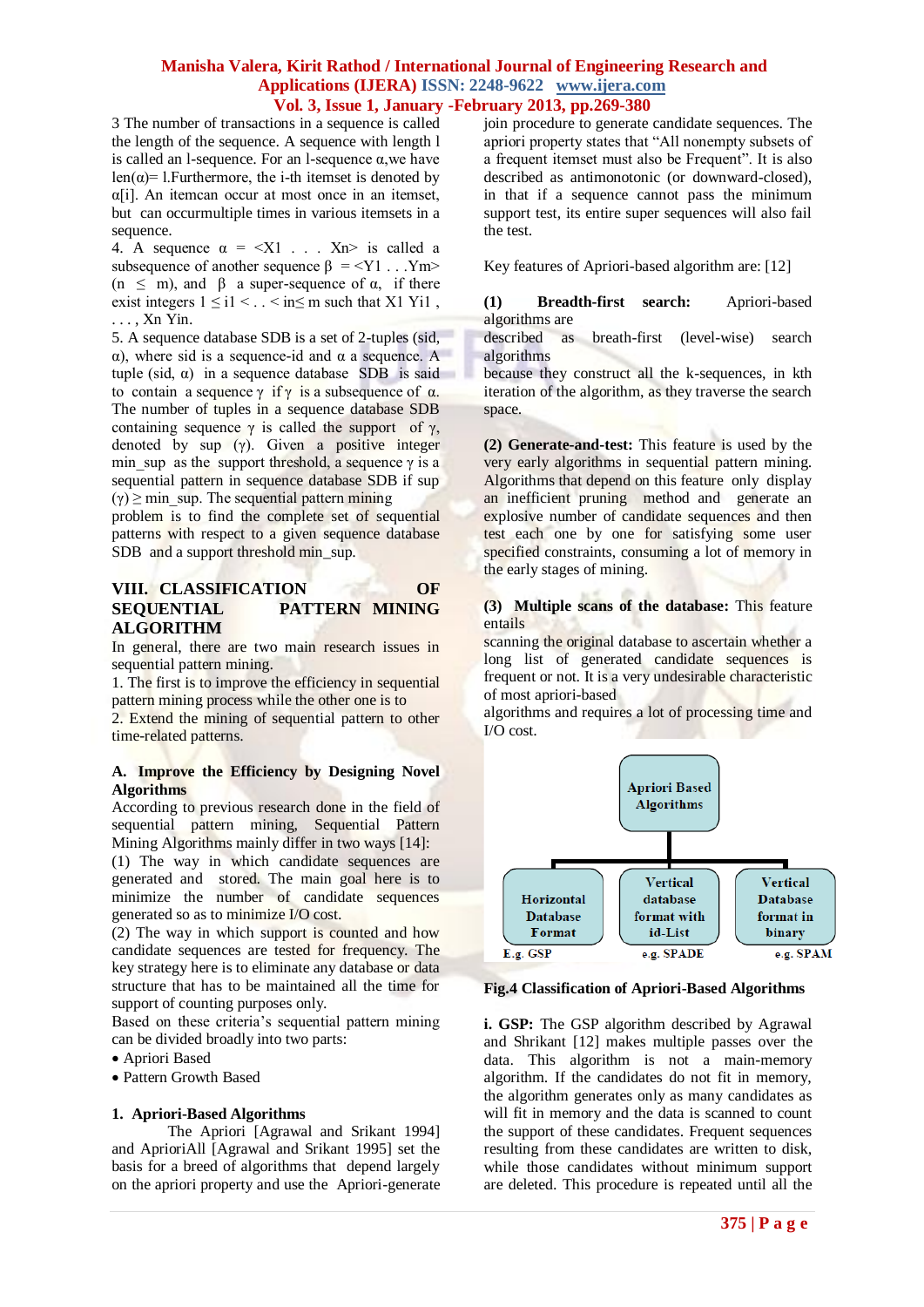3 The number of transactions in a sequence is called the length of the sequence. A sequence with length l is called an l-sequence. For an l-sequence α,we have len(α)= l.Furthermore, the i-th itemset is denoted by α[i]. An itemcan occur at most once in an itemset, but can occurmultiple times in various itemsets in a sequence.

4. A sequence α = <X1 . . . Xn> is called a subsequence of another sequence β = <Y1 . . .Ym> (n ≤ m), and β a super-sequence of α, if there exist integers 1 ≤ i1 < . . < in≤ m such that X1 Yi1 , . . . , Xn Yin.

5. A sequence database SDB is a set of 2-tuples (sid, α), where sid is a sequence-id and α a sequence. A tuple (sid, α) in a sequence database SDB is said to contain a sequence γ if γ is a subsequence of α. The number of tuples in a sequence database SDB containing sequence γ is called the support of γ, denoted by sup (γ). Given a positive integer min_sup as the support threshold, a sequence γ is a sequential pattern in sequence database SDB if sup (γ) ≥ min_sup. The sequential pattern mining problem is to find the complete set of sequential patterns with respect to a given sequence database SDB and a support threshold min_sup.

## VIII. CLASSIFICATION OF SEQUENTIAL PATTERN MINING ALGORITHM

In general, there are two main research issues in sequential pattern mining.

1. The first is to improve the efficiency in sequential pattern mining process while the other one is to
2. Extend the mining of sequential pattern to other time-related patterns.

### A. Improve the Efficiency by Designing Novel Algorithms

According to previous research done in the field of sequential pattern mining, Sequential Pattern Mining Algorithms mainly differ in two ways [14]:

(1) The way in which candidate sequences are generated and stored. The main goal here is to minimize the number of candidate sequences generated so as to minimize I/O cost.

(2) The way in which support is counted and how candidate sequences are tested for frequency. The key strategy here is to eliminate any database or data structure that has to be maintained all the time for support of counting purposes only.

Based on these criteria's sequential pattern mining can be divided broadly into two parts:

- Apriori Based
- Pattern Growth Based

#### 1. Apriori-Based Algorithms

The Apriori [Agrawal and Srikant 1994] and AprioriAll [Agrawal and Srikant 1995] set the basis for a breed of algorithms that depend largely on the apriori property and use the Apriori-generate join procedure to generate candidate sequences. The apriori property states that "All nonempty subsets of a frequent itemset must also be Frequent". It is also described as antimonotonic (or downward-closed), in that if a sequence cannot pass the minimum support test, its entire super sequences will also fail the test.

Key features of Apriori-based algorithm are: [12]

**(1) Breadth-first search:** Apriori-based algorithms are described as breath-first (level-wise) search algorithms because they construct all the k-sequences, in kth iteration of the algorithm, as they traverse the search space.

**(2) Generate-and-test:** This feature is used by the very early algorithms in sequential pattern mining. Algorithms that depend on this feature only display an inefficient pruning method and generate an explosive number of candidate sequences and then test each one by one for satisfying some user specified constraints, consuming a lot of memory in the early stages of mining.

**(3) Multiple scans of the database:** This feature entails scanning the original database to ascertain whether a long list of generated candidate sequences is frequent or not. It is a very undesirable characteristic of most apriori-based algorithms and requires a lot of processing time and I/O cost.

Apriori Based Algorithms
- Horizontal Database Format — E.g. GSP
- Vertical database format with id-List — e.g. SPADE
- Vertical Database format in binary — e.g. SPAM

**Fig.4 Classification of Apriori-Based Algorithms**

**i. GSP:** The GSP algorithm described by Agrawal and Shrikant [12] makes multiple passes over the data. This algorithm is not a main-memory algorithm. If the candidates do not fit in memory, the algorithm generates only as many candidates as will fit in memory and the data is scanned to count the support of these candidates. Frequent sequences resulting from these candidates are written to disk, while those candidates without minimum support are deleted. This procedure is repeated until all the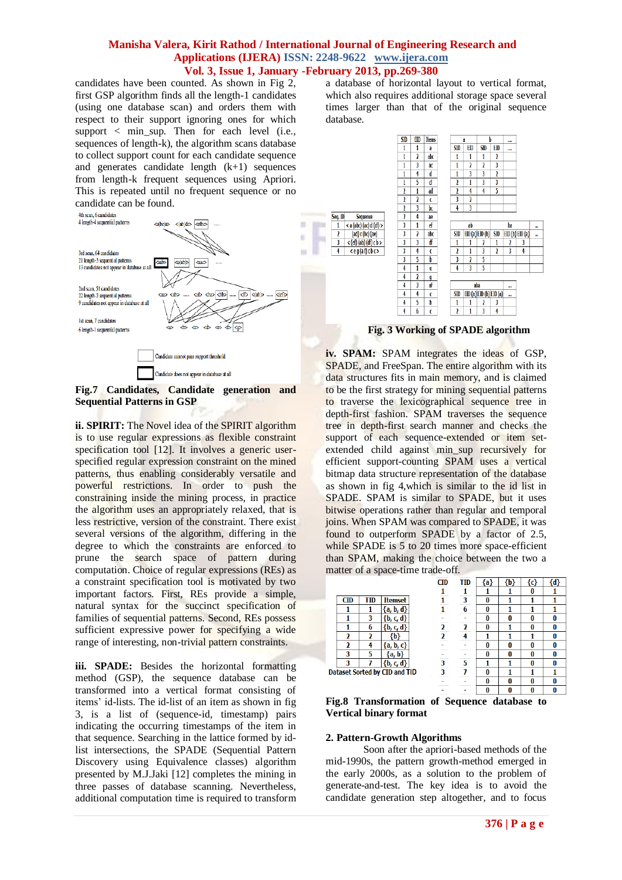candidates have been counted. As shown in Fig 2, first GSP algorithm finds all the length-1 candidates (using one database scan) and orders them with respect to their support ignoring ones for which support < min_sup. Then for each level (i.e., sequences of length-k), the algorithm scans database to collect support count for each candidate sequence and generates candidate length (k+1) sequences from length-k frequent sequences using Apriori. This is repeated until no frequent sequence or no candidate can be found.

Fig.7 Candidates, Candidate generation and Sequential Patterns in GSP

**ii. SPIRIT:** The Novel idea of the SPIRIT algorithm is to use regular expressions as flexible constraint specification tool [12]. It involves a generic user-specified regular expression constraint on the mined patterns, thus enabling considerably versatile and powerful restrictions. In order to push the constraining inside the mining process, in practice the algorithm uses an appropriately relaxed, that is less restrictive, version of the constraint. There exist several versions of the algorithm, differing in the degree to which the constraints are enforced to prune the search space of pattern during computation. Choice of regular expressions (REs) as a constraint specification tool is motivated by two important factors. First, REs provide a simple, natural syntax for the succinct specification of families of sequential patterns. Second, REs possess sufficient expressive power for specifying a wide range of interesting, non-trivial pattern constraints.

**iii. SPADE:** Besides the horizontal formatting method (GSP), the sequence database can be transformed into a vertical format consisting of items' id-lists. The id-list of an item as shown in fig 3, is a list of (sequence-id, timestamp) pairs indicating the occurring timestamps of the item in that sequence. Searching in the lattice formed by id-list intersections, the SPADE (Sequential Pattern Discovery using Equivalence classes) algorithm presented by M.J.Jaki [12] completes the mining in three passes of database scanning. Nevertheless, additional computation time is required to transform a database of horizontal layout to vertical format, which also requires additional storage space several times larger than that of the original sequence database.

Fig. 3 Working of SPADE algorithm

**iv. SPAM:** SPAM integrates the ideas of GSP, SPADE, and FreeSpan. The entire algorithm with its data structures fits in main memory, and is claimed to be the first strategy for mining sequential patterns to traverse the lexicographical sequence tree in depth-first fashion. SPAM traverses the sequence tree in depth-first search manner and checks the support of each sequence-extended or item set-extended child against min_sup recursively for efficient support-counting SPAM uses a vertical bitmap data structure representation of the database as shown in fig 4,which is similar to the id list in SPADE. SPAM is similar to SPADE, but it uses bitwise operations rather than regular and temporal joins. When SPAM was compared to SPADE, it was found to outperform SPADE by a factor of 2.5, while SPADE is 5 to 20 times more space-efficient than SPAM, making the choice between the two a matter of a space-time trade-off.

| CID | TID | Itemset |
|---|---|---|
| 1 | 1 | {a, b, d} |
| 1 | 3 | {b, c, d} |
| 1 | 6 | {b, c, d} |
| 2 | 2 | {b} |
| 2 | 4 | {a, b, c} |
| 3 | 5 | {a, b} |
| 3 | 7 | {b, c, d} |

Dataset Sorted by CID and TID

| CID | TID | {a} | {b} | {c} | {d} |
|---|---|---|---|---|---|
| 1 | 1 | 1 | 1 | 0 | 1 |
| 1 | 3 | 0 | 1 | 1 | 1 |
| 1 | 6 | 0 | 1 | 1 | 1 |
| - | - | 0 | 0 | 0 | 0 |
| 2 | 2 | 0 | 1 | 0 | 0 |
| 2 | 4 | 1 | 1 | 1 | 0 |
| - | - | 0 | 0 | 0 | 0 |
| - | - | 0 | 0 | 0 | 0 |
| 3 | 5 | 1 | 1 | 0 | 0 |
| 3 | 7 | 0 | 1 | 1 | 1 |
| - | - | 0 | 0 | 0 | 0 |
| - | - | 0 | 0 | 0 | 0 |

**Fig.8 Transformation of Sequence database to Vertical binary format**

## 2. Pattern-Growth Algorithms

Soon after the apriori-based methods of the mid-1990s, the pattern growth-method emerged in the early 2000s, as a solution to the problem of generate-and-test. The key idea is to avoid the candidate generation step altogether, and to focus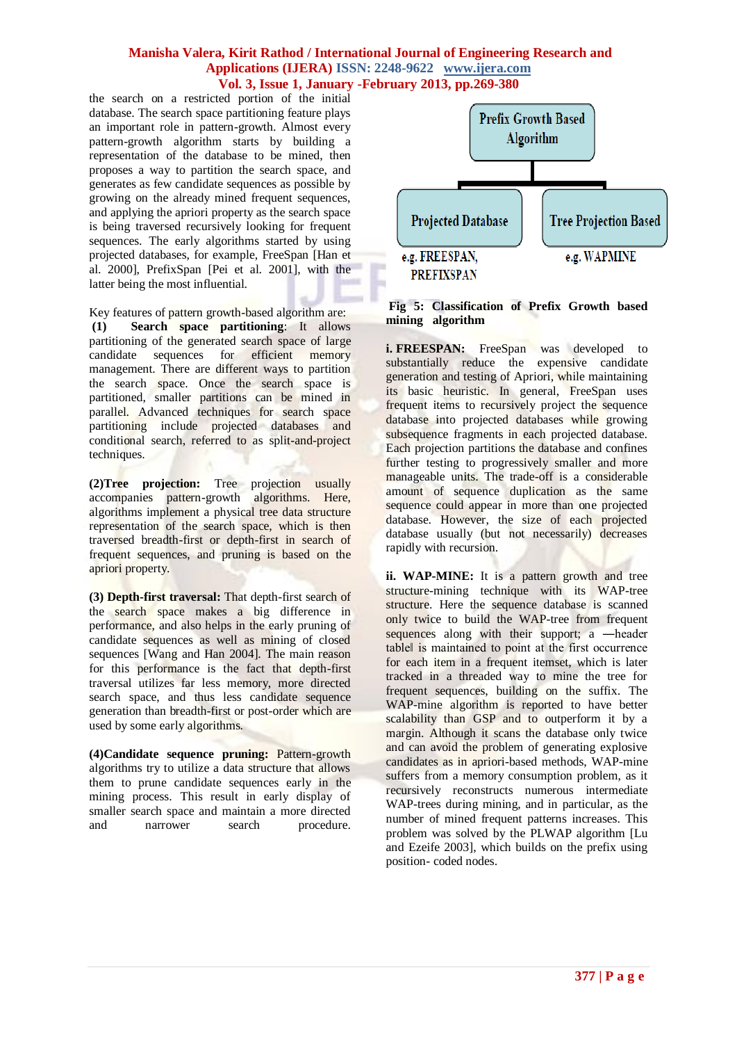the search on a restricted portion of the initial database. The search space partitioning feature plays an important role in pattern-growth. Almost every pattern-growth algorithm starts by building a representation of the database to be mined, then proposes a way to partition the search space, and generates as few candidate sequences as possible by growing on the already mined frequent sequences, and applying the apriori property as the search space is being traversed recursively looking for frequent sequences. The early algorithms started by using projected databases, for example, FreeSpan [Han et al. 2000], PrefixSpan [Pei et al. 2001], with the latter being the most influential.

Key features of pattern growth-based algorithm are:

**(1) Search space partitioning**: It allows partitioning of the generated search space of large candidate sequences for efficient memory management. There are different ways to partition the search space. Once the search space is partitioned, smaller partitions can be mined in parallel. Advanced techniques for search space partitioning include projected databases and conditional search, referred to as split-and-project techniques.

**(2)Tree projection:** Tree projection usually accompanies pattern-growth algorithms. Here, algorithms implement a physical tree data structure representation of the search space, which is then traversed breadth-first or depth-first in search of frequent sequences, and pruning is based on the apriori property.

**(3) Depth-first traversal:** That depth-first search of the search space makes a big difference in performance, and also helps in the early pruning of candidate sequences as well as mining of closed sequences [Wang and Han 2004]. The main reason for this performance is the fact that depth-first traversal utilizes far less memory, more directed search space, and thus less candidate sequence generation than breadth-first or post-order which are used by some early algorithms.

**(4)Candidate sequence pruning:** Pattern-growth algorithms try to utilize a data structure that allows them to prune candidate sequences early in the mining process. This result in early display of smaller search space and maintain a more directed and narrower search procedure.

Prefix Growth Based Algorithm
- Projected Database (e.g. FREESPAN, PREFIXSPAN)
- Tree Projection Based (e.g. WAPMINE)

**Fig 5: Classification of Prefix Growth based mining algorithm**

**i. FREESPAN:** FreeSpan was developed to substantially reduce the expensive candidate generation and testing of Apriori, while maintaining its basic heuristic. In general, FreeSpan uses frequent items to recursively project the sequence database into projected databases while growing subsequence fragments in each projected database. Each projection partitions the database and confines further testing to progressively smaller and more manageable units. The trade-off is a considerable amount of sequence duplication as the same sequence could appear in more than one projected database. However, the size of each projected database usually (but not necessarily) decreases rapidly with recursion.

**ii. WAP-MINE:** It is a pattern growth and tree structure-mining technique with its WAP-tree structure. Here the sequence database is scanned only twice to build the WAP-tree from frequent sequences along with their support; a ―header table‖ is maintained to point at the first occurrence for each item in a frequent itemset, which is later tracked in a threaded way to mine the tree for frequent sequences, building on the suffix. The WAP-mine algorithm is reported to have better scalability than GSP and to outperform it by a margin. Although it scans the database only twice and can avoid the problem of generating explosive candidates as in apriori-based methods, WAP-mine suffers from a memory consumption problem, as it recursively reconstructs numerous intermediate WAP-trees during mining, and in particular, as the number of mined frequent patterns increases. This problem was solved by the PLWAP algorithm [Lu and Ezeife 2003], which builds on the prefix using position- coded nodes.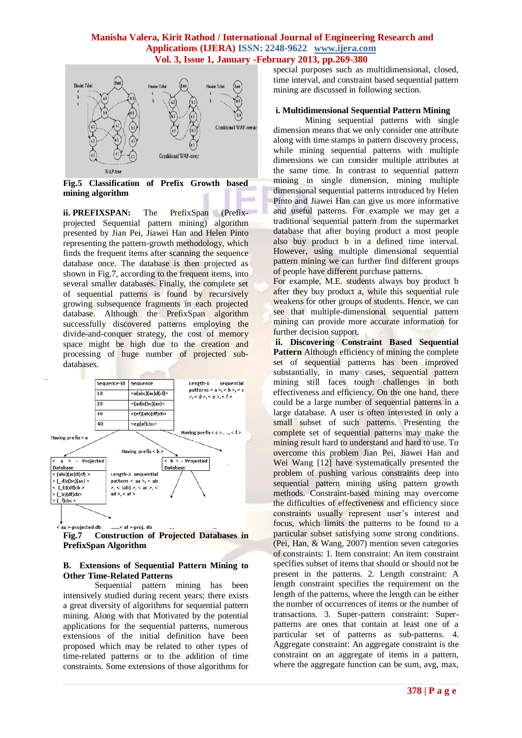Fig.5 **Classification of Prefix Growth based mining algorithm**

**ii. PREFIXSPAN:** The PrefixSpan (Prefix-projected Sequential pattern mining) algorithm presented by Jian Pei, Jiawei Han and Helen Pinto representing the pattern-growth methodology, which finds the frequent items after scanning the sequence database once. The database is then projected as shown in Fig.7, according to the frequent items, into several smaller databases. Finally, the complete set of sequential patterns is found by recursively growing subsequence fragments in each projected database. Although the PrefixSpan algorithm successfully discovered patterns employing the divide-and-conquer strategy, the cost of memory space might be high due to the creation and processing of huge number of projected sub-databases.

**Fig.7 Construction of Projected Databases in PrefixSpan Algorithm**

### B. Extensions of Sequential Pattern Mining to Other Time-Related Patterns

Sequential pattern mining has been intensively studied during recent years; there exists a great diversity of algorithms for sequential pattern mining. Along with that Motivated by the potential applications for the sequential patterns, numerous extensions of the initial definition have been proposed which may be related to other types of time-related patterns or to the addition of time constraints. Some extensions of those algorithms for special purposes such as multidimensional, closed, time interval, and constraint based sequential pattern mining are discussed in following section.

**i. Multidimensional Sequential Pattern Mining**

Mining sequential patterns with single dimension means that we only consider one attribute along with time stamps in pattern discovery process, while mining sequential patterns with multiple dimensions we can consider multiple attributes at the same time. In contrast to sequential pattern mining in single dimension, mining multiple dimensional sequential patterns introduced by Helen Pinto and Jiawei Han can give us more informative and useful patterns. For example we may get a traditional sequential pattern from the supermarket database that after buying product a most people also buy product b in a defined time interval. However, using multiple dimensional sequential pattern mining we can further find different groups of people have different purchase patterns.

For example, M.E. students always buy product b after they buy product a, while this sequential rule weakens for other groups of students. Hence, we can see that multiple-dimensional sequential pattern mining can provide more accurate information for further decision support.

**ii. Discovering Constraint Based Sequential Pattern** Although efficiency of mining the complete set of sequential patterns has been improved substantially, in many cases, sequential pattern mining still faces tough challenges in both effectiveness and efficiency. On the one hand, there could be a large number of sequential patterns in a large database. A user is often interested in only a small subset of such patterns. Presenting the complete set of sequential patterns may make the mining result hard to understand and hard to use. To overcome this problem Jian Pei, Jiawei Han and Wei Wang [12] have systematically presented the problem of pushing various constraints deep into sequential pattern mining using pattern growth methods. Constraint-based mining may overcome the difficulties of effectiveness and efficiency since constraints usually represent user's interest and focus, which limits the patterns to be found to a particular subset satisfying some strong conditions. (Pei, Han, & Wang, 2007) mention seven categories of constraints: 1. Item constraint: An item constraint specifies subset of items that should or should not be present in the patterns. 2. Length constraint: A length constraint specifies the requirement on the length of the patterns, where the length can be either the number of occurrences of items or the number of transactions. 3. Super-pattern constraint: Super-patterns are ones that contain at least one of a particular set of patterns as sub-patterns. 4. Aggregate constraint: An aggregate constraint is the constraint on an aggregate of items in a pattern, where the aggregate function can be sum, avg, max,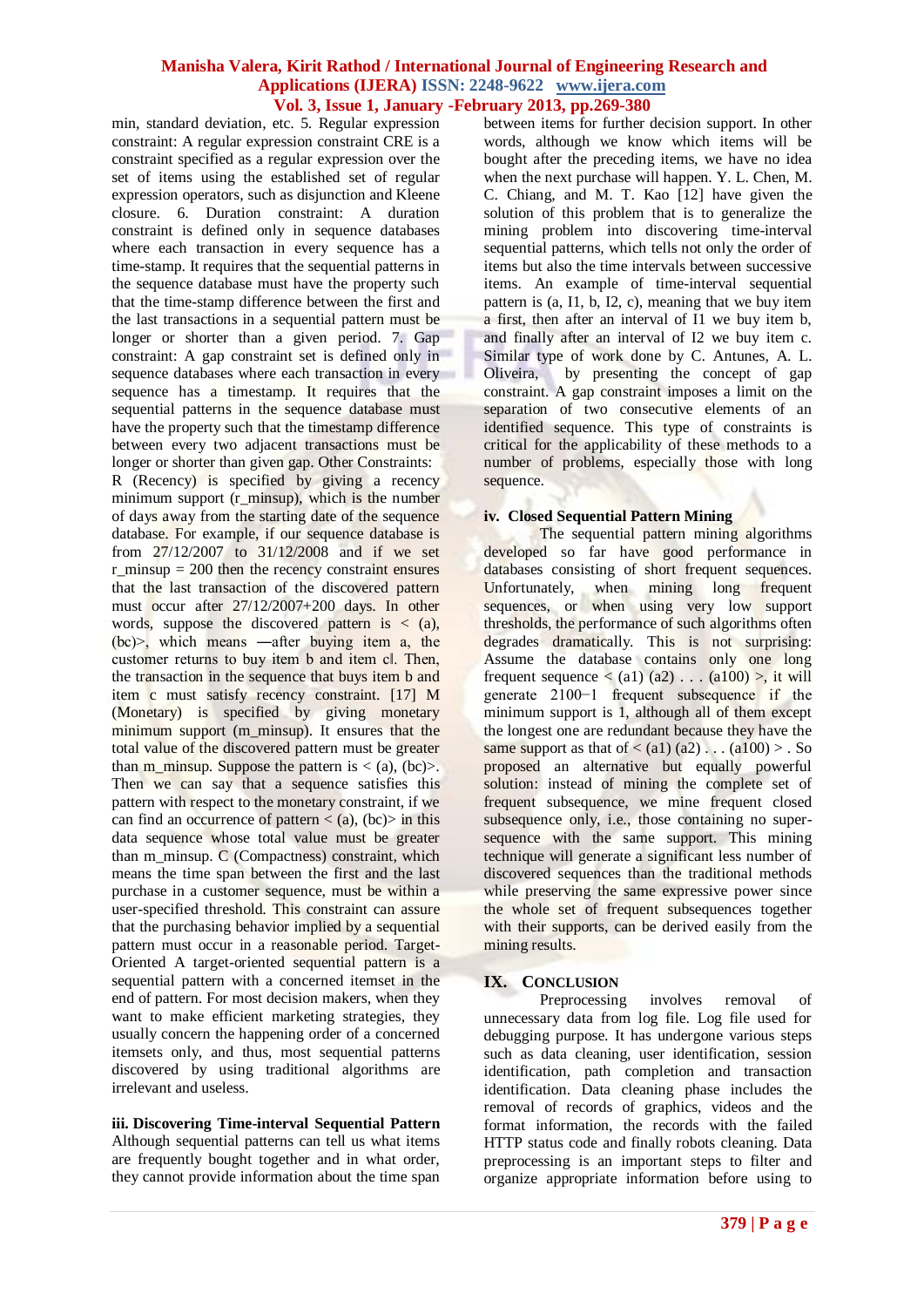min, standard deviation, etc. 5. Regular expression constraint: A regular expression constraint CRE is a constraint specified as a regular expression over the set of items using the established set of regular expression operators, such as disjunction and Kleene closure. 6. Duration constraint: A duration constraint is defined only in sequence databases where each transaction in every sequence has a time-stamp. It requires that the sequential patterns in the sequence database must have the property such that the time-stamp difference between the first and the last transactions in a sequential pattern must be longer or shorter than a given period. 7. Gap constraint: A gap constraint set is defined only in sequence databases where each transaction in every sequence has a timestamp. It requires that the sequential patterns in the sequence database must have the property such that the timestamp difference between every two adjacent transactions must be longer or shorter than given gap. Other Constraints: R (Recency) is specified by giving a recency minimum support (r_minsup), which is the number of days away from the starting date of the sequence database. For example, if our sequence database is from 27/12/2007 to 31/12/2008 and if we set r_minsup = 200 then the recency constraint ensures that the last transaction of the discovered pattern must occur after 27/12/2007+200 days. In other words, suppose the discovered pattern is < (a), (bc)>, which means ―after buying item a, the customer returns to buy item b and item c‖. Then, the transaction in the sequence that buys item b and item c must satisfy recency constraint. [17] M (Monetary) is specified by giving monetary minimum support (m_minsup). It ensures that the total value of the discovered pattern must be greater than m_minsup. Suppose the pattern is < (a), (bc)>. Then we can say that a sequence satisfies this pattern with respect to the monetary constraint, if we can find an occurrence of pattern < (a), (bc)> in this data sequence whose total value must be greater than m_minsup. C (Compactness) constraint, which means the time span between the first and the last purchase in a customer sequence, must be within a user-specified threshold. This constraint can assure that the purchasing behavior implied by a sequential pattern must occur in a reasonable period. Target-Oriented A target-oriented sequential pattern is a sequential pattern with a concerned itemset in the end of pattern. For most decision makers, when they want to make efficient marketing strategies, they usually concern the happening order of a concerned itemsets only, and thus, most sequential patterns discovered by using traditional algorithms are irrelevant and useless.

**iii. Discovering Time-interval Sequential Pattern**

Although sequential patterns can tell us what items are frequently bought together and in what order, they cannot provide information about the time span between items for further decision support. In other words, although we know which items will be bought after the preceding items, we have no idea when the next purchase will happen. Y. L. Chen, M. C. Chiang, and M. T. Kao [12] have given the solution of this problem that is to generalize the mining problem into discovering time-interval sequential patterns, which tells not only the order of items but also the time intervals between successive items. An example of time-interval sequential pattern is (a, I1, b, I2, c), meaning that we buy item a first, then after an interval of I1 we buy item b, and finally after an interval of I2 we buy item c. Similar type of work done by C. Antunes, A. L. Oliveira, by presenting the concept of gap constraint. A gap constraint imposes a limit on the separation of two consecutive elements of an identified sequence. This type of constraints is critical for the applicability of these methods to a number of problems, especially those with long sequence.

**iv. Closed Sequential Pattern Mining**

The sequential pattern mining algorithms developed so far have good performance in databases consisting of short frequent sequences. Unfortunately, when mining long frequent sequences, or when using very low support thresholds, the performance of such algorithms often degrades dramatically. This is not surprising: Assume the database contains only one long frequent sequence < (a1) (a2) . . . (a100) >, it will generate $2^{100}-1$ frequent subsequence if the minimum support is 1, although all of them except the longest one are redundant because they have the same support as that of < (a1) (a2) . . . (a100) > . So proposed an alternative but equally powerful solution: instead of mining the complete set of frequent subsequence, we mine frequent closed subsequence only, i.e., those containing no super-sequence with the same support. This mining technique will generate a significant less number of discovered sequences than the traditional methods while preserving the same expressive power since the whole set of frequent subsequences together with their supports, can be derived easily from the mining results.

## IX. CONCLUSION

Preprocessing involves removal of unnecessary data from log file. Log file used for debugging purpose. It has undergone various steps such as data cleaning, user identification, session identification, path completion and transaction identification. Data cleaning phase includes the removal of records of graphics, videos and the format information, the records with the failed HTTP status code and finally robots cleaning. Data preprocessing is an important steps to filter and organize appropriate information before using to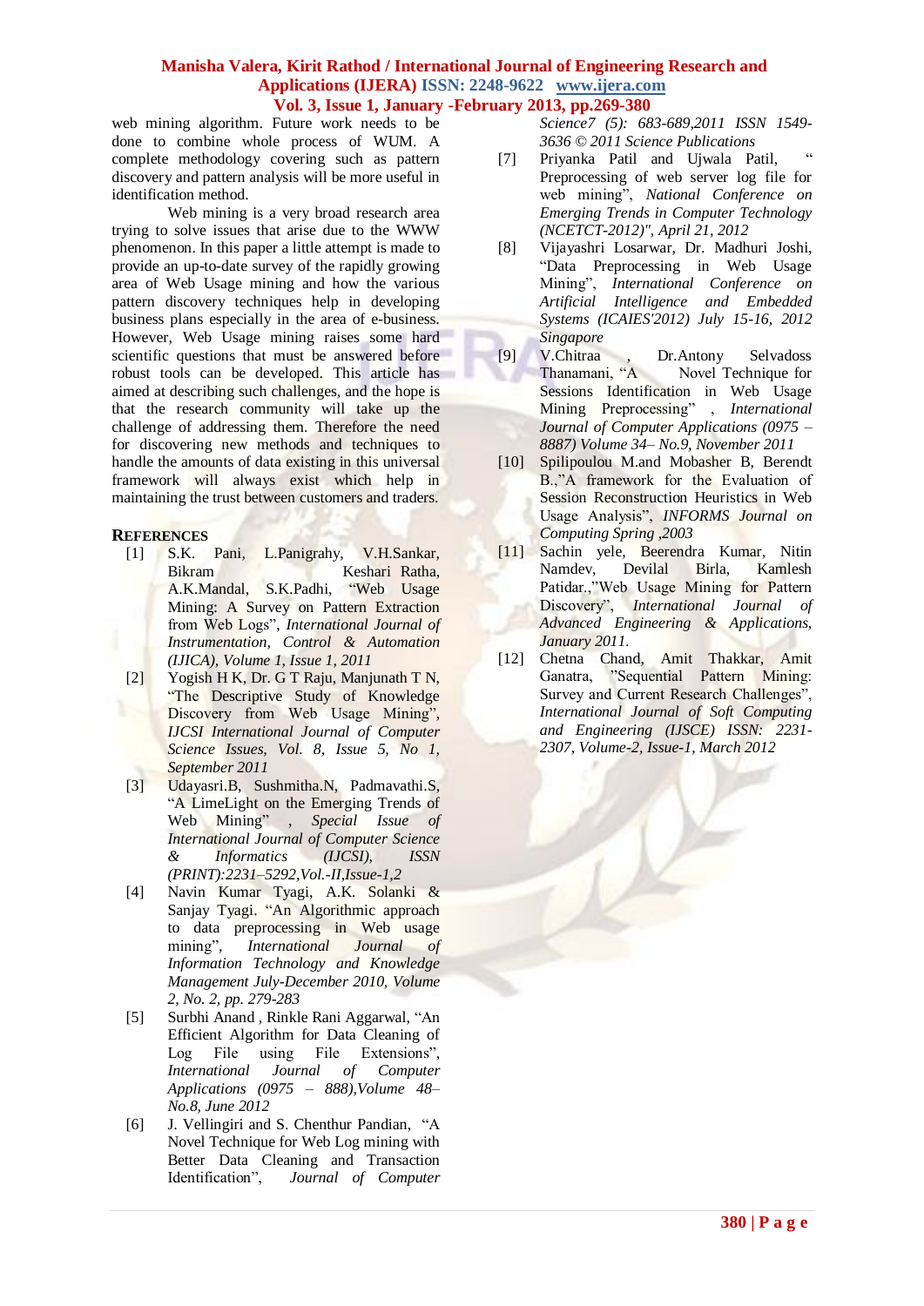web mining algorithm. Future work needs to be done to combine whole process of WUM. A complete methodology covering such as pattern discovery and pattern analysis will be more useful in identification method.

Web mining is a very broad research area trying to solve issues that arise due to the WWW phenomenon. In this paper a little attempt is made to provide an up-to-date survey of the rapidly growing area of Web Usage mining and how the various pattern discovery techniques help in developing business plans especially in the area of e-business. However, Web Usage mining raises some hard scientific questions that must be answered before robust tools can be developed. This article has aimed at describing such challenges, and the hope is that the research community will take up the challenge of addressing them. Therefore the need for discovering new methods and techniques to handle the amounts of data existing in this universal framework will always exist which help in maintaining the trust between customers and traders.

## REFERENCES

[1] S.K. Pani, L.Panigrahy, V.H.Sankar, Bikram Keshari Ratha, A.K.Mandal, S.K.Padhi, "Web Usage Mining: A Survey on Pattern Extraction from Web Logs", *International Journal of Instrumentation, Control & Automation (IJICA), Volume 1, Issue 1, 2011*

[2] Yogish H K, Dr. G T Raju, Manjunath T N, "The Descriptive Study of Knowledge Discovery from Web Usage Mining", *IJCSI International Journal of Computer Science Issues, Vol. 8, Issue 5, No 1, September 2011*

[3] Udayasri.B, Sushmitha.N, Padmavathi.S, "A LimeLight on the Emerging Trends of Web Mining" , *Special Issue of International Journal of Computer Science & Informatics (IJCSI), ISSN (PRINT):2231–5292,Vol.-II,Issue-1,2*

[4] Navin Kumar Tyagi, A.K. Solanki & Sanjay Tyagi. "An Algorithmic approach to data preprocessing in Web usage mining", *International Journal of Information Technology and Knowledge Management July-December 2010, Volume 2, No. 2, pp. 279-283*

[5] Surbhi Anand , Rinkle Rani Aggarwal, "An Efficient Algorithm for Data Cleaning of Log File using File Extensions", *International Journal of Computer Applications (0975 – 888),Volume 48– No.8, June 2012*

[6] J. Vellingiri and S. Chenthur Pandian, "A Novel Technique for Web Log mining with Better Data Cleaning and Transaction Identification", *Journal of Computer Science7 (5): 683-689,2011 ISSN 1549-3636 © 2011 Science Publications*

[7] Priyanka Patil and Ujwala Patil, " Preprocessing of web server log file for web mining", *National Conference on Emerging Trends in Computer Technology (NCETCT-2012)", April 21, 2012*

[8] Vijayashri Losarwar, Dr. Madhuri Joshi, "Data Preprocessing in Web Usage Mining", *International Conference on Artificial Intelligence and Embedded Systems (ICAIES'2012) July 15-16, 2012 Singapore*

[9] V.Chitraa , Dr.Antony Selvadoss Thanamani, "A Novel Technique for Sessions Identification in Web Usage Mining Preprocessing" , *International Journal of Computer Applications (0975 – 8887) Volume 34– No.9, November 2011*

[10] Spilipoulou M.and Mobasher B, Berendt B.,"A framework for the Evaluation of Session Reconstruction Heuristics in Web Usage Analysis", *INFORMS Journal on Computing Spring ,2003*

[11] Sachin yele, Beerendra Kumar, Nitin Namdev, Devilal Birla, Kamlesh Patidar.,"Web Usage Mining for Pattern Discovery", *International Journal of Advanced Engineering & Applications, January 2011.*

[12] Chetna Chand, Amit Thakkar, Amit Ganatra, "Sequential Pattern Mining: Survey and Current Research Challenges", *International Journal of Soft Computing and Engineering (IJSCE) ISSN: 2231-2307, Volume-2, Issue-1, March 2012*